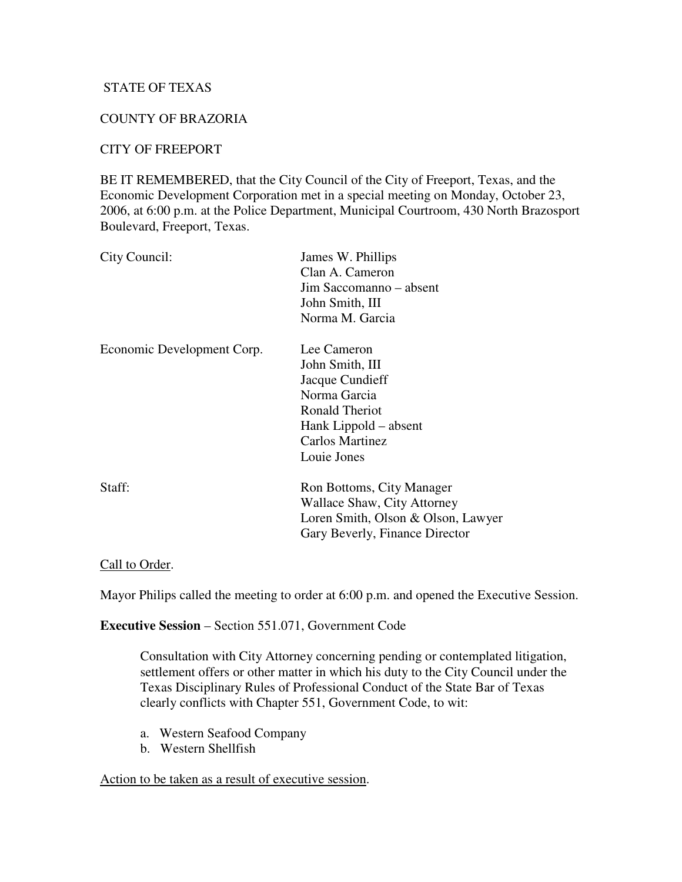STATE OF TEXAS

COUNTY OF BRAZORIA

CITY OF FREEPORT

BE IT REMEMBERED, that the City Council of the City of Freeport, Texas, and the Economic Development Corporation met in a special meeting on Monday, October 23, 2006, at 6:00 p.m. at the Police Department, Municipal Courtroom, 430 North Brazosport Boulevard, Freeport, Texas.

| | |
|---|---|
| City Council: | James W. Phillips<br>Clan A. Cameron<br>Jim Saccomanno – absent<br>John Smith, III<br>Norma M. Garcia |
| Economic Development Corp. | Lee Cameron<br>John Smith, III<br>Jacque Cundieff<br>Norma Garcia<br>Ronald Theriot<br>Hank Lippold – absent<br>Carlos Martinez<br>Louie Jones |
| Staff: | Ron Bottoms, City Manager<br>Wallace Shaw, City Attorney<br>Loren Smith, Olson & Olson, Lawyer<br>Gary Beverly, Finance Director |

Call to Order.

Mayor Philips called the meeting to order at 6:00 p.m. and opened the Executive Session.

**Executive Session** – Section 551.071, Government Code

> Consultation with City Attorney concerning pending or contemplated litigation, settlement offers or other matter in which his duty to the City Council under the Texas Disciplinary Rules of Professional Conduct of the State Bar of Texas clearly conflicts with Chapter 551, Government Code, to wit:
>
> a. Western Seafood Company
> b. Western Shellfish

Action to be taken as a result of executive session.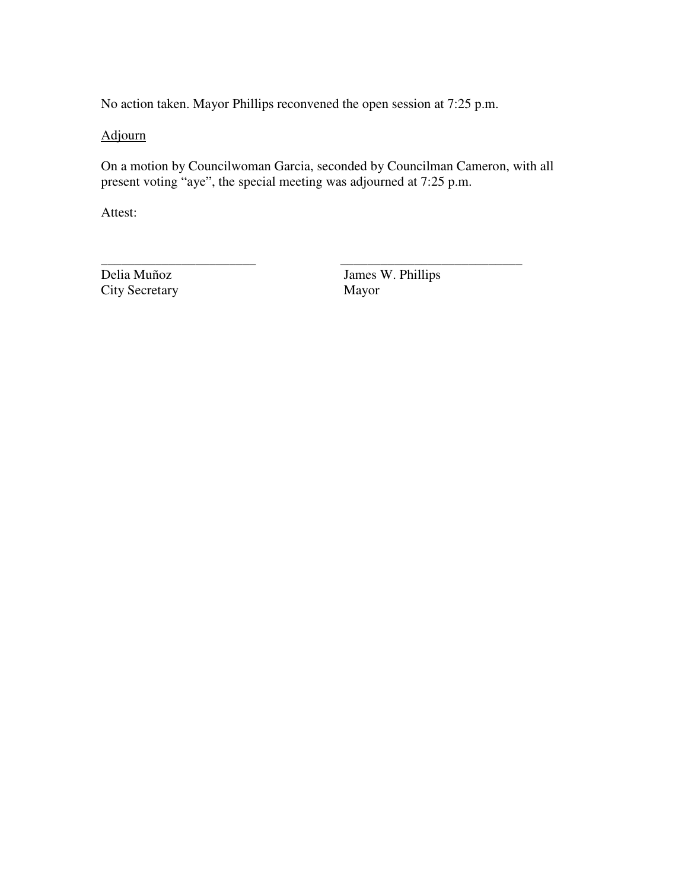No action taken. Mayor Phillips reconvened the open session at 7:25 p.m.

<u>Adjourn</u>

On a motion by Councilwoman Garcia, seconded by Councilman Cameron, with all present voting "aye", the special meeting was adjourned at 7:25 p.m.

Attest:

| | |
|---|---|
| _______________________ | ___________________________ |
| Delia Muñoz | James W. Phillips |
| City Secretary | Mayor |